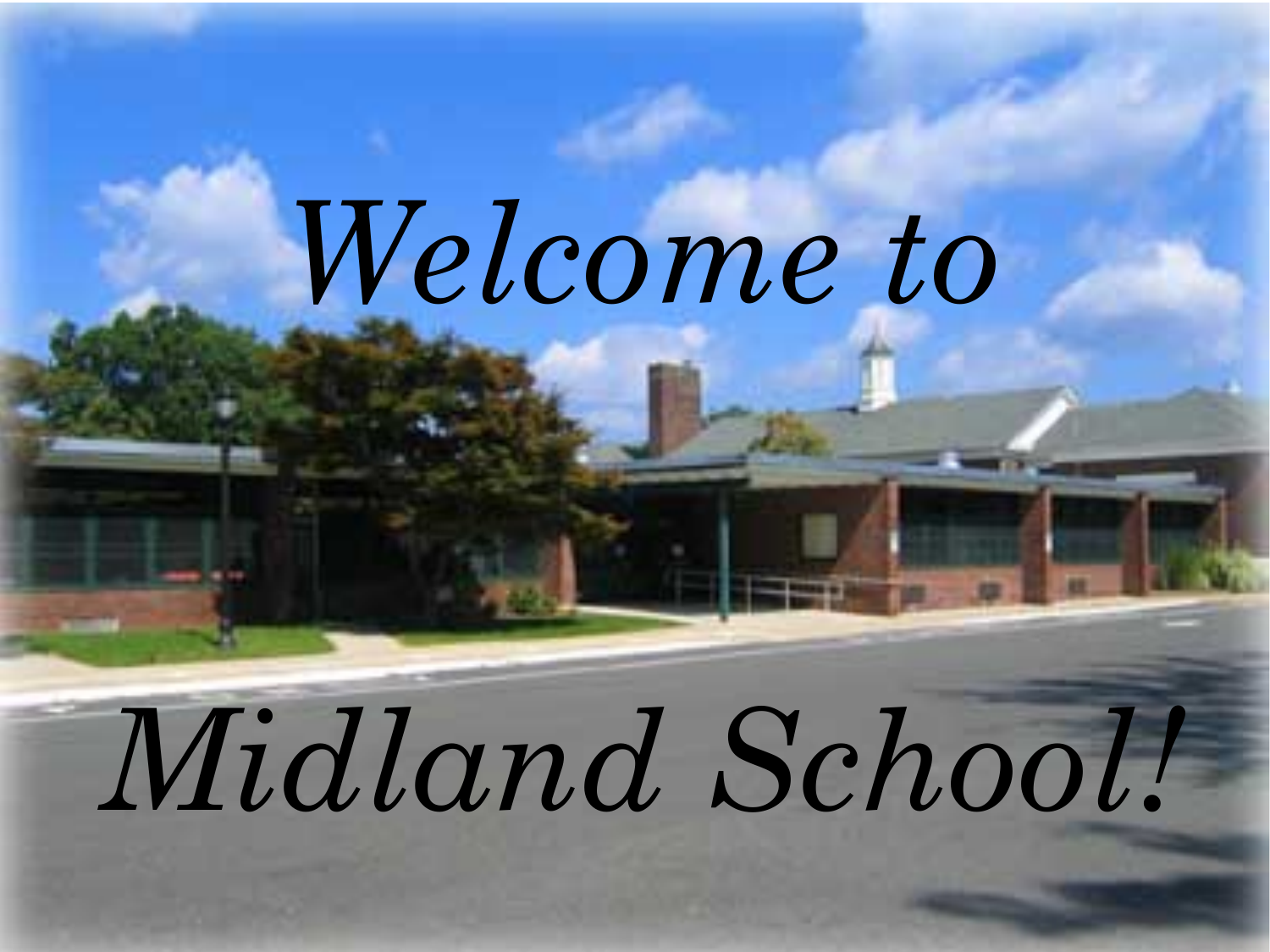# *Welcome to Midland School!*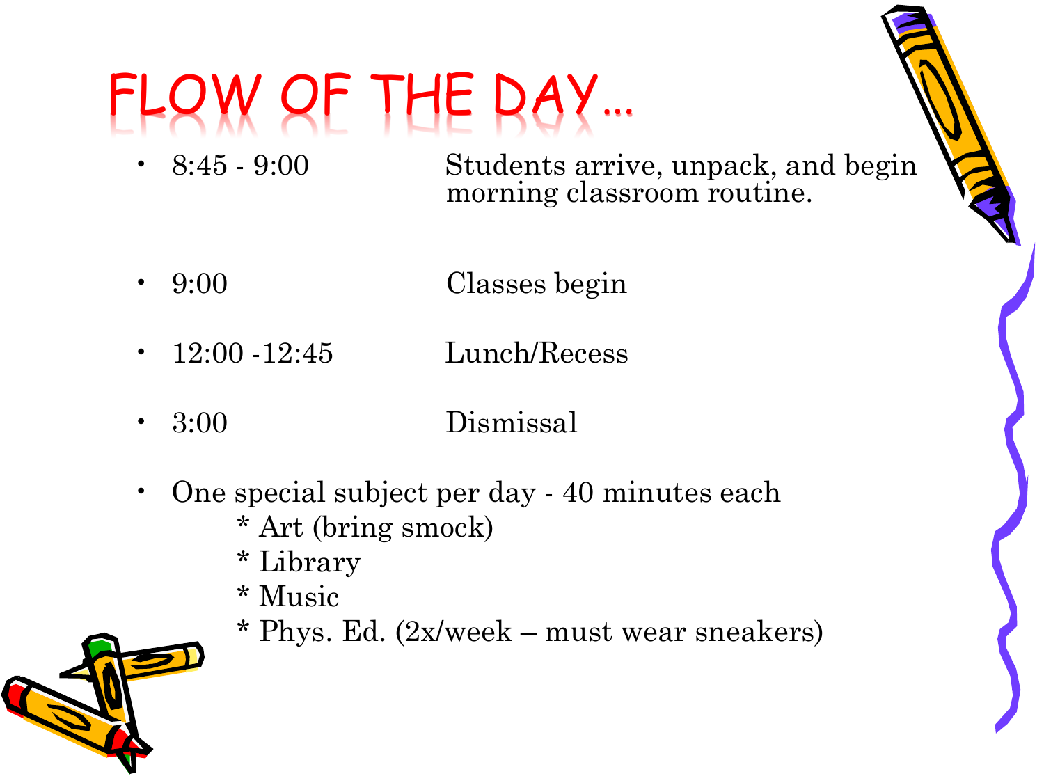# FLOW OF THE DAY…

- 8:45 - 9:00 Students arrive, unpack, and begin morning classroom routine.
- 9:00 Classes begin
- 12:00 -12:45 Lunch/Recess
- 3:00 Dismissal
- One special subject per day - 40 minutes each
  - * Art (bring smock)
  - * Library
  - * Music
  - * Phys. Ed. (2x/week – must wear sneakers)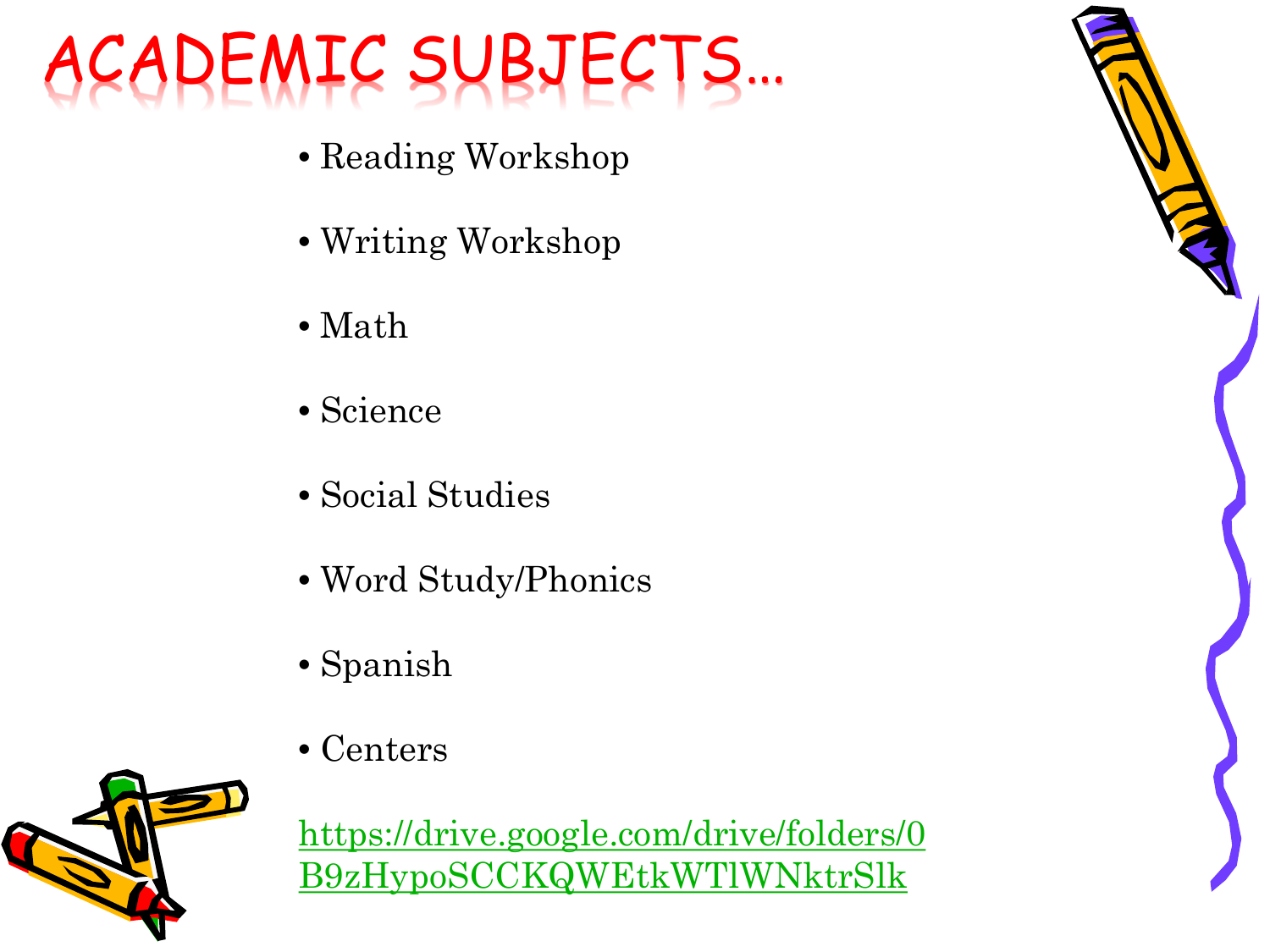# Academic Subjects…

- Reading Workshop
- Writing Workshop
- Math
- Science
- Social Studies
- Word Study/Phonics
- Spanish
- Centers

https://drive.google.com/drive/folders/0B9zHypoSCCKQWEtkWTlWNktrSlk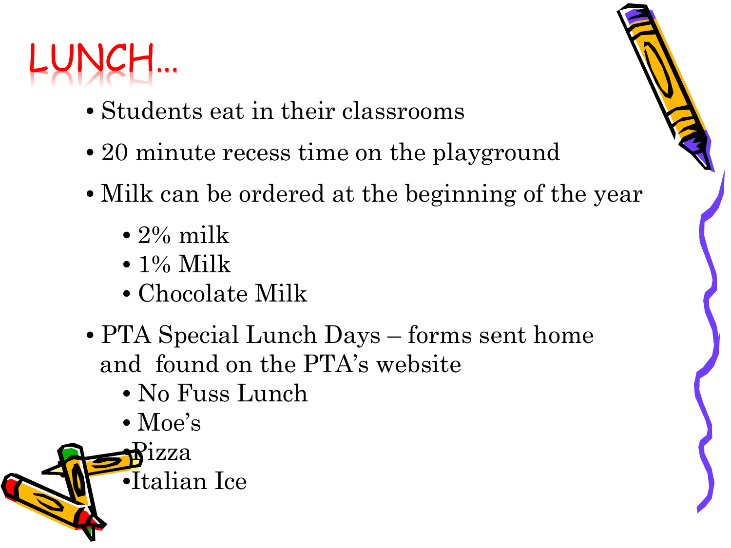# LUNCH…

- Students eat in their classrooms
- 20 minute recess time on the playground
- Milk can be ordered at the beginning of the year
  - 2% milk
  - 1% Milk
  - Chocolate Milk
- PTA Special Lunch Days – forms sent home and found on the PTA's website
  - No Fuss Lunch
  - Moe's
  - Pizza
  - Italian Ice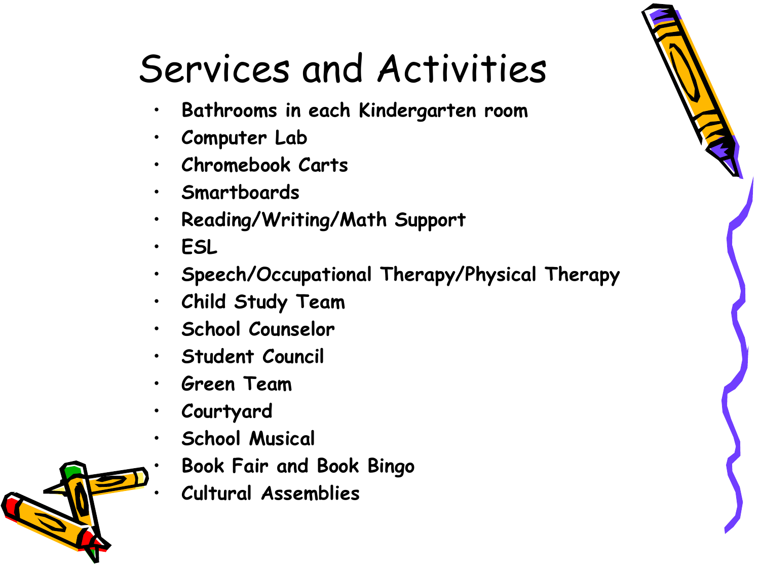# Services and Activities

- Bathrooms in each Kindergarten room
- Computer Lab
- Chromebook Carts
- Smartboards
- Reading/Writing/Math Support
- ESL
- Speech/Occupational Therapy/Physical Therapy
- Child Study Team
- School Counselor
- Student Council
- Green Team
- Courtyard
- School Musical
- Book Fair and Book Bingo
- Cultural Assemblies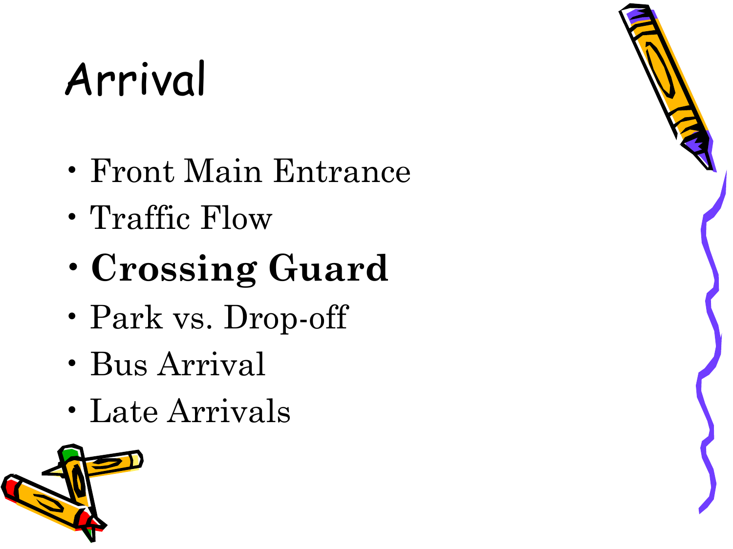# Arrival

- Front Main Entrance
- Traffic Flow
- **Crossing Guard**
- Park vs. Drop-off
- Bus Arrival
- Late Arrivals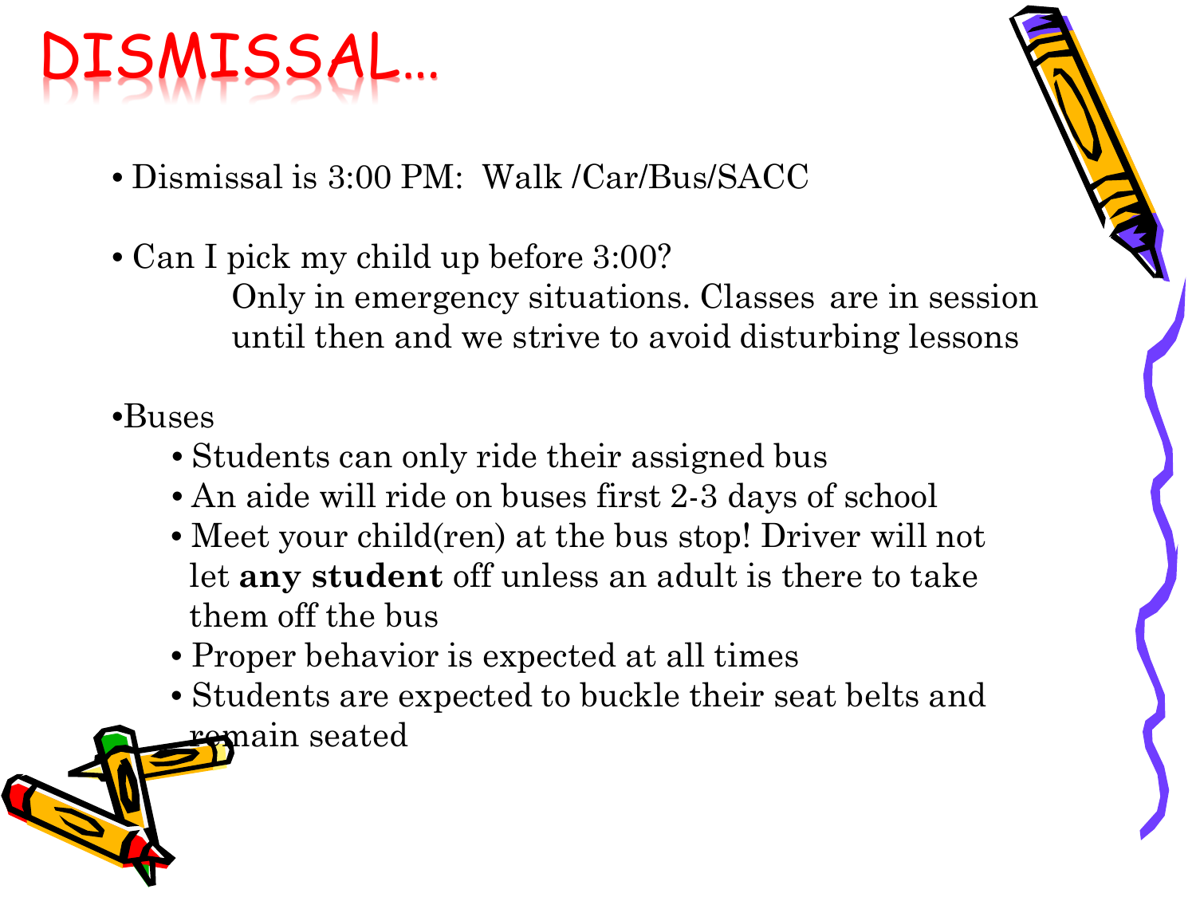# DISMISSAL…

- Dismissal is 3:00 PM: Walk /Car/Bus/SACC
- Can I pick my child up before 3:00?
  Only in emergency situations. Classes are in session until then and we strive to avoid disturbing lessons
- Buses
  - Students can only ride their assigned bus
  - An aide will ride on buses first 2-3 days of school
  - Meet your child(ren) at the bus stop! Driver will not let **any student** off unless an adult is there to take them off the bus
  - Proper behavior is expected at all times
  - Students are expected to buckle their seat belts and remain seated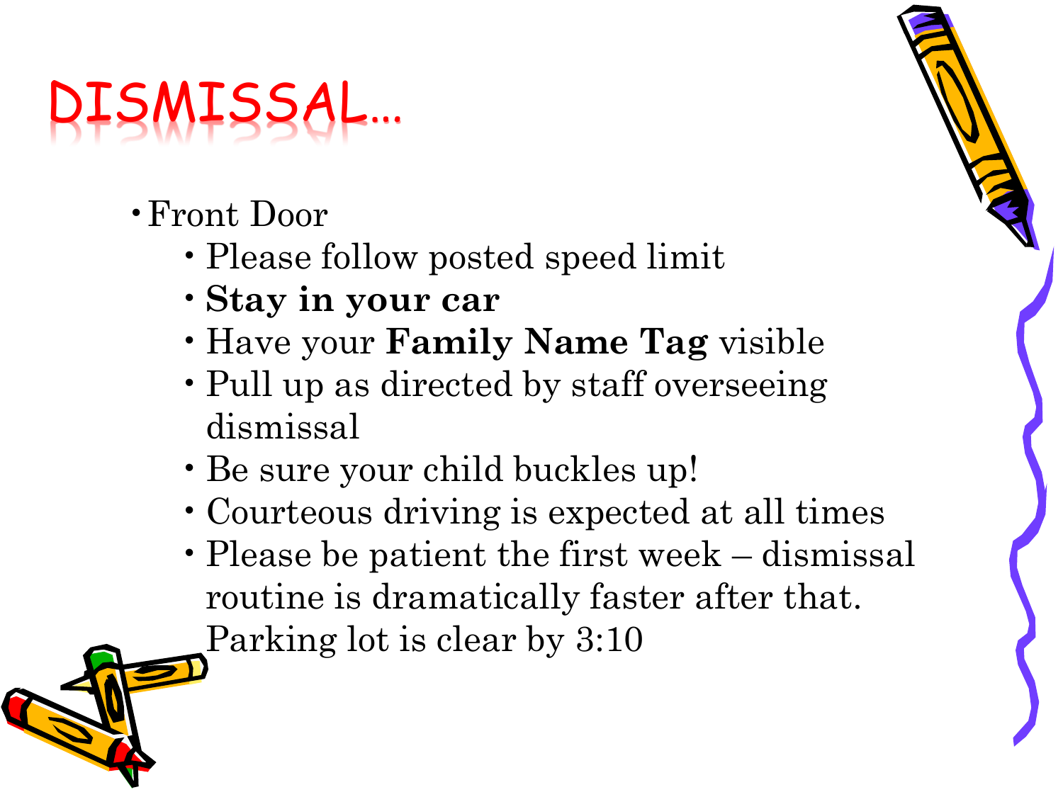# DISMISSAL…

- Front Door
  - Please follow posted speed limit
  - **Stay in your car**
  - Have your **Family Name Tag** visible
  - Pull up as directed by staff overseeing dismissal
  - Be sure your child buckles up!
  - Courteous driving is expected at all times
  - Please be patient the first week – dismissal routine is dramatically faster after that. Parking lot is clear by 3:10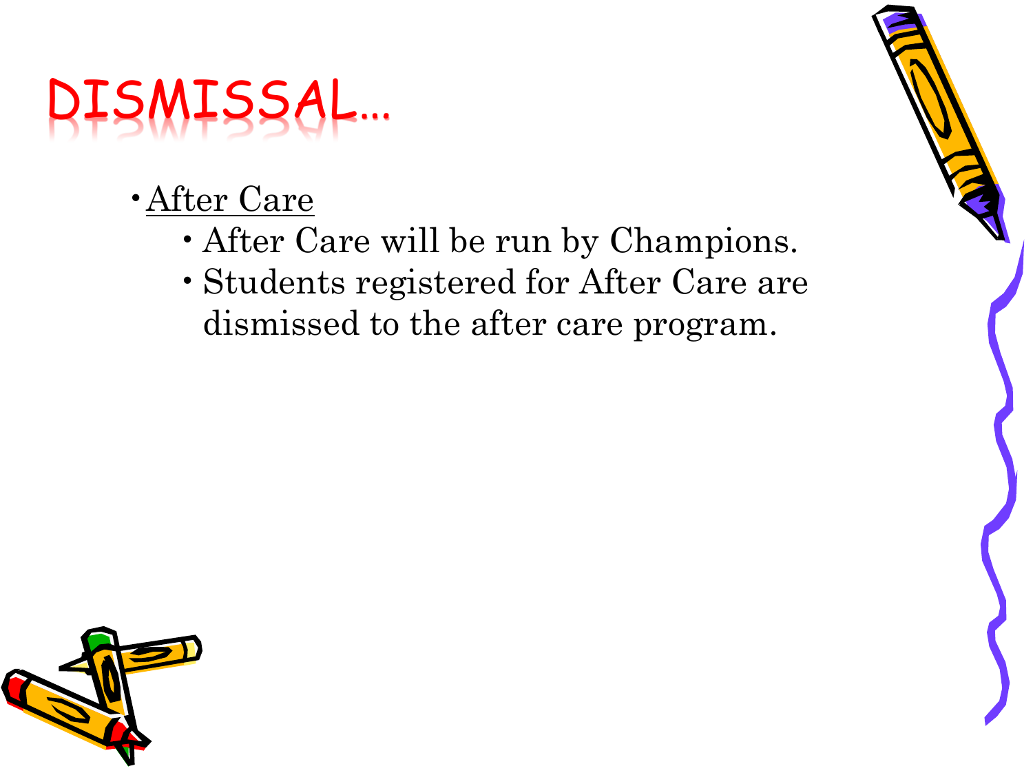# DISMISSAL…

- <u>After Care</u>
  - After Care will be run by Champions.
  - Students registered for After Care are dismissed to the after care program.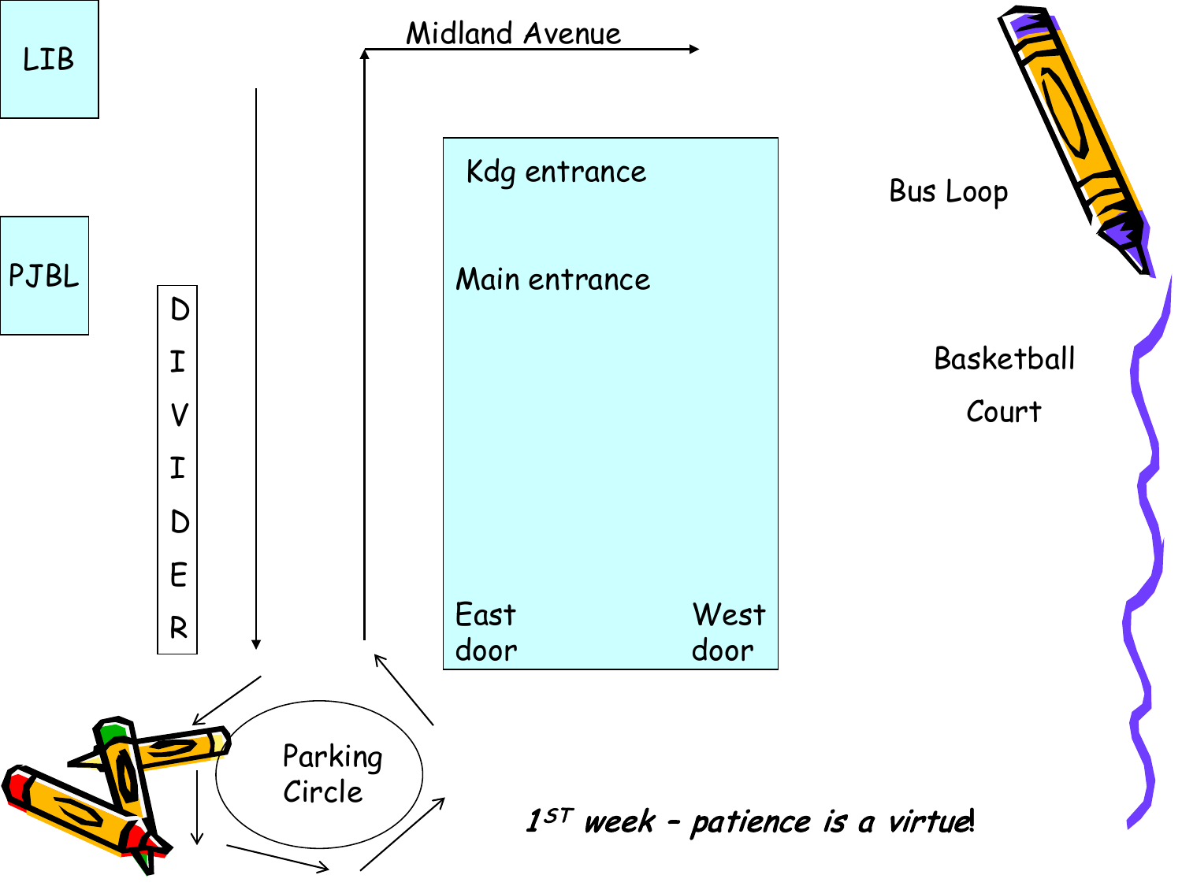Midland Avenue

LIB

PJBL

DIVIDER

Kdg entrance

Main entrance

East door

West door

Bus Loop

Basketball Court

Parking Circle

***1ST week – patience is a virtue!***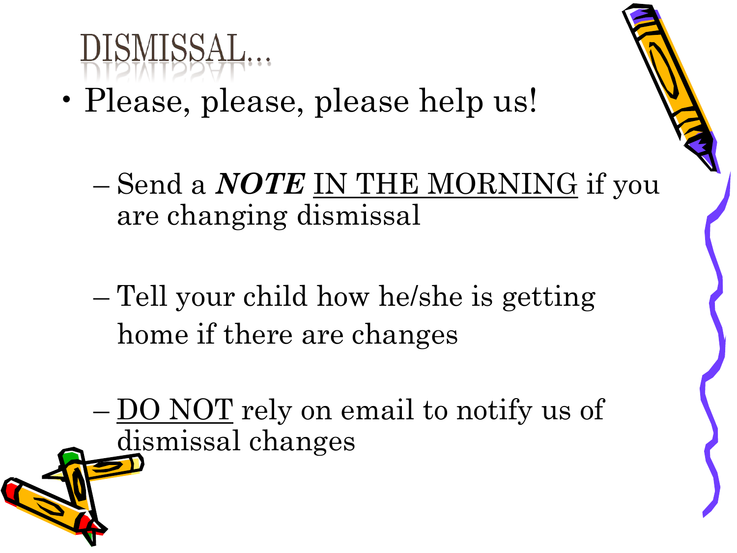# DISMISSAL…

- Please, please, please help us!
  - Send a ***NOTE*** IN THE MORNING if you are changing dismissal
  - Tell your child how he/she is getting home if there are changes
  - DO NOT rely on email to notify us of dismissal changes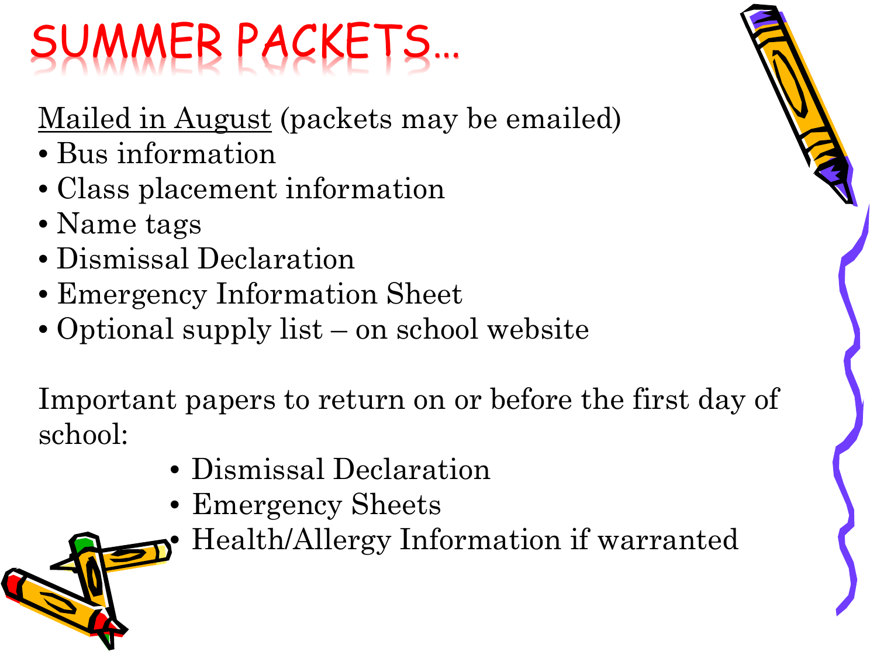# SUMMER PACKETS…

Mailed in August (packets may be emailed)

- Bus information
- Class placement information
- Name tags
- Dismissal Declaration
- Emergency Information Sheet
- Optional supply list – on school website

Important papers to return on or before the first day of school:

- Dismissal Declaration
- Emergency Sheets
- Health/Allergy Information if warranted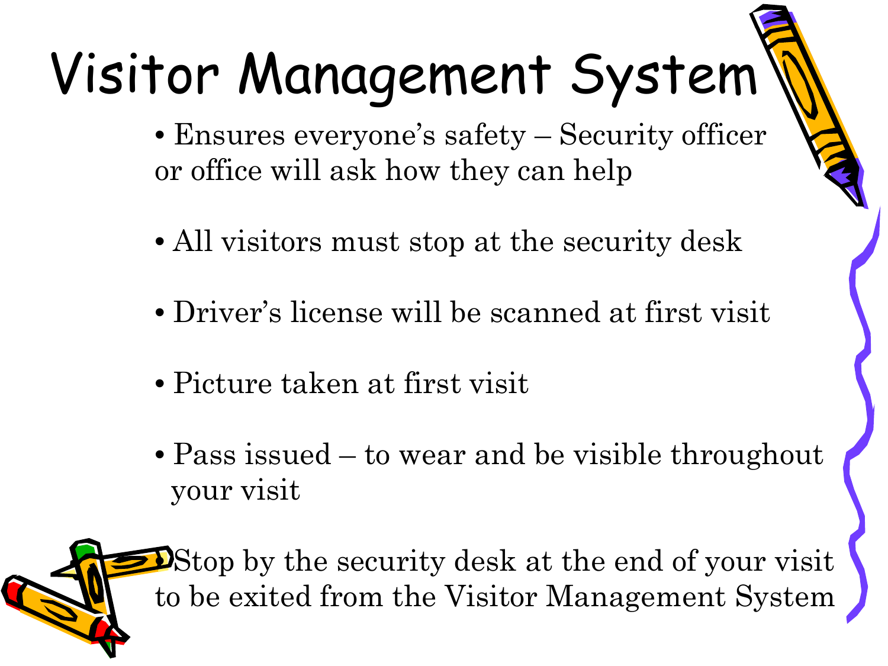# Visitor Management System

- Ensures everyone's safety – Security officer or office will ask how they can help
- All visitors must stop at the security desk
- Driver's license will be scanned at first visit
- Picture taken at first visit
- Pass issued – to wear and be visible throughout your visit
- Stop by the security desk at the end of your visit to be exited from the Visitor Management System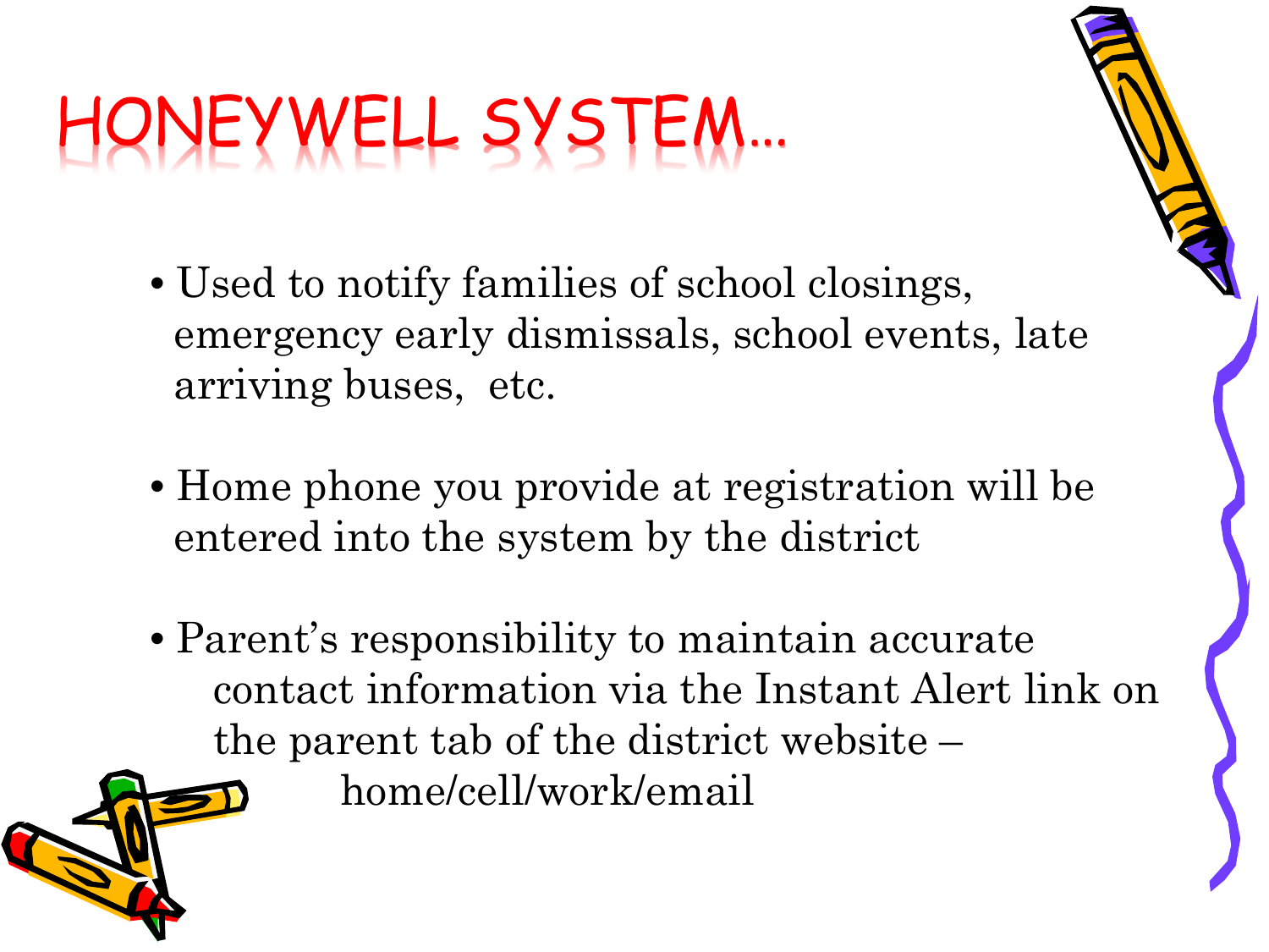# HONEYWELL SYSTEM…

- Used to notify families of school closings, emergency early dismissals, school events, late arriving buses, etc.
- Home phone you provide at registration will be entered into the system by the district
- Parent's responsibility to maintain accurate contact information via the Instant Alert link on the parent tab of the district website – home/cell/work/email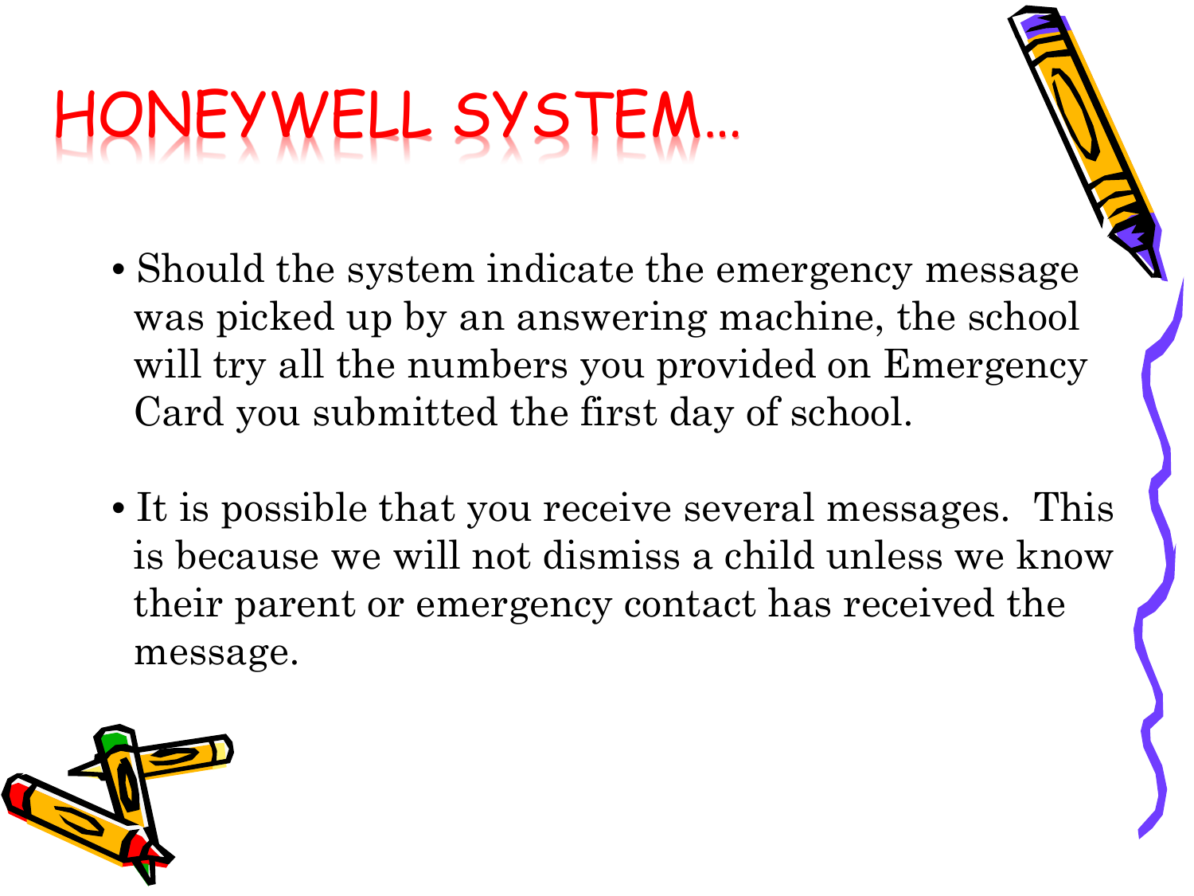# HONEYWELL SYSTEM…

- Should the system indicate the emergency message was picked up by an answering machine, the school will try all the numbers you provided on Emergency Card you submitted the first day of school.
- It is possible that you receive several messages.  This is because we will not dismiss a child unless we know their parent or emergency contact has received the message.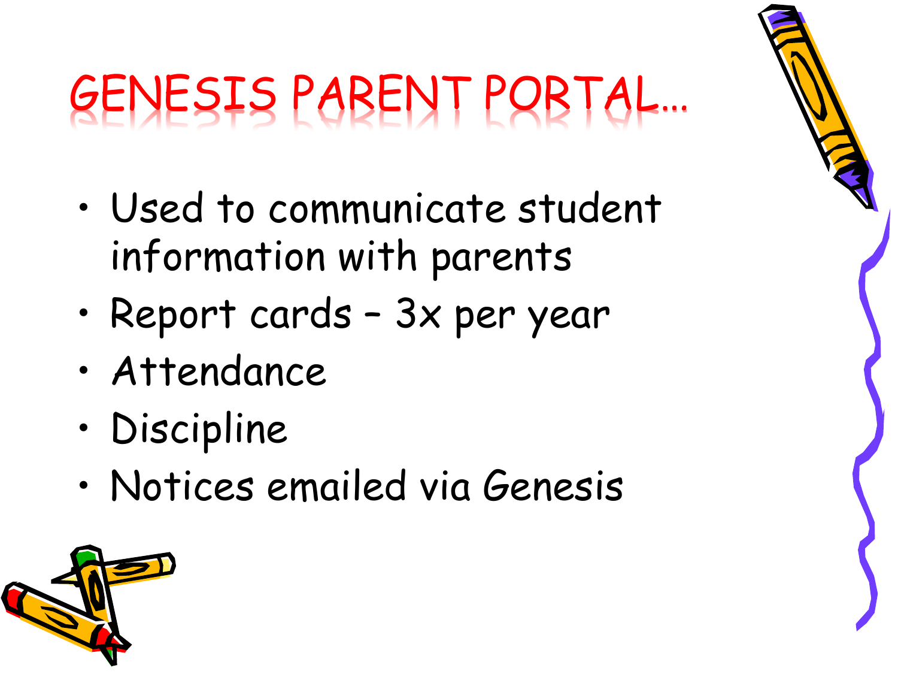# GENESIS PARENT PORTAL…

- Used to communicate student information with parents
- Report cards – 3x per year
- Attendance
- Discipline
- Notices emailed via Genesis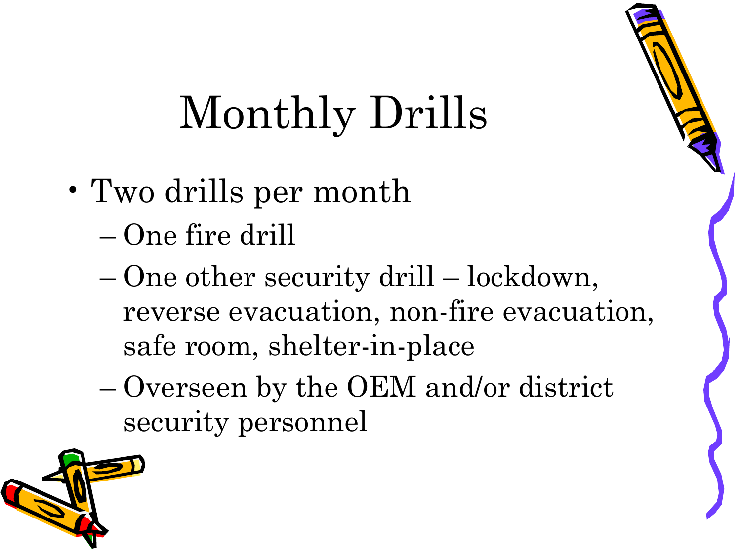# Monthly Drills

- Two drills per month
  - One fire drill
  - One other security drill – lockdown, reverse evacuation, non-fire evacuation, safe room, shelter-in-place
  - Overseen by the OEM and/or district security personnel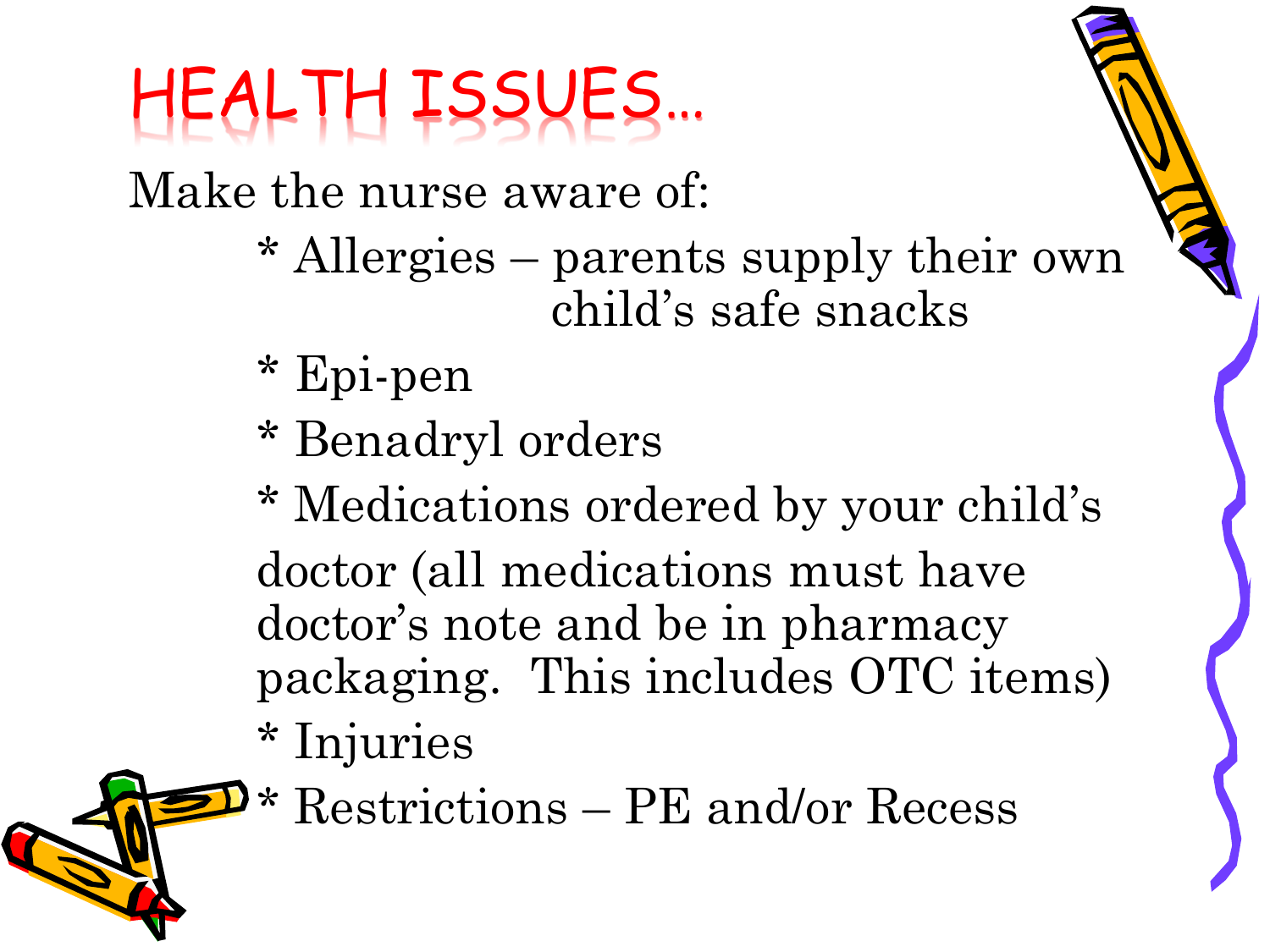# HEALTH ISSUES…

Make the nurse aware of:

* Allergies – parents supply their own child's safe snacks
* Epi-pen
* Benadryl orders
* Medications ordered by your child's doctor (all medications must have doctor's note and be in pharmacy packaging. This includes OTC items)
* Injuries
* Restrictions – PE and/or Recess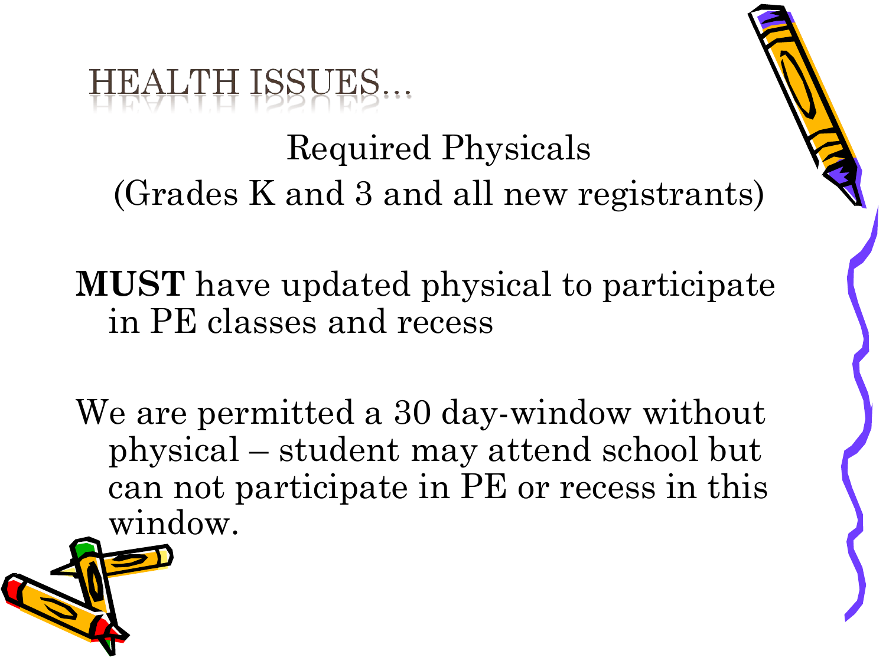# HEALTH ISSUES…

Required Physicals
(Grades K and 3 and all new registrants)

**MUST** have updated physical to participate in PE classes and recess

We are permitted a 30 day-window without physical – student may attend school but can not participate in PE or recess in this window.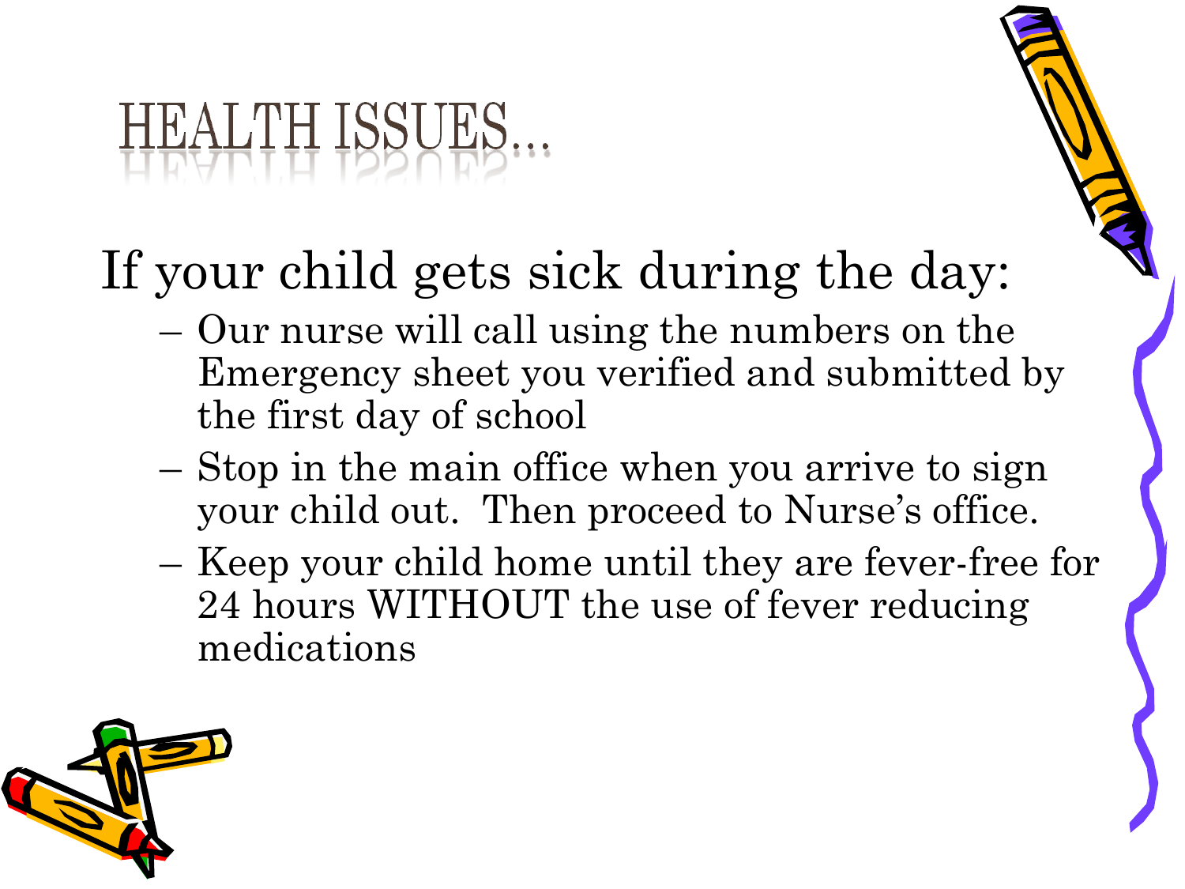# HEALTH ISSUES…

If your child gets sick during the day:

- Our nurse will call using the numbers on the Emergency sheet you verified and submitted by the first day of school
- Stop in the main office when you arrive to sign your child out. Then proceed to Nurse's office.
- Keep your child home until they are fever-free for 24 hours WITHOUT the use of fever reducing medications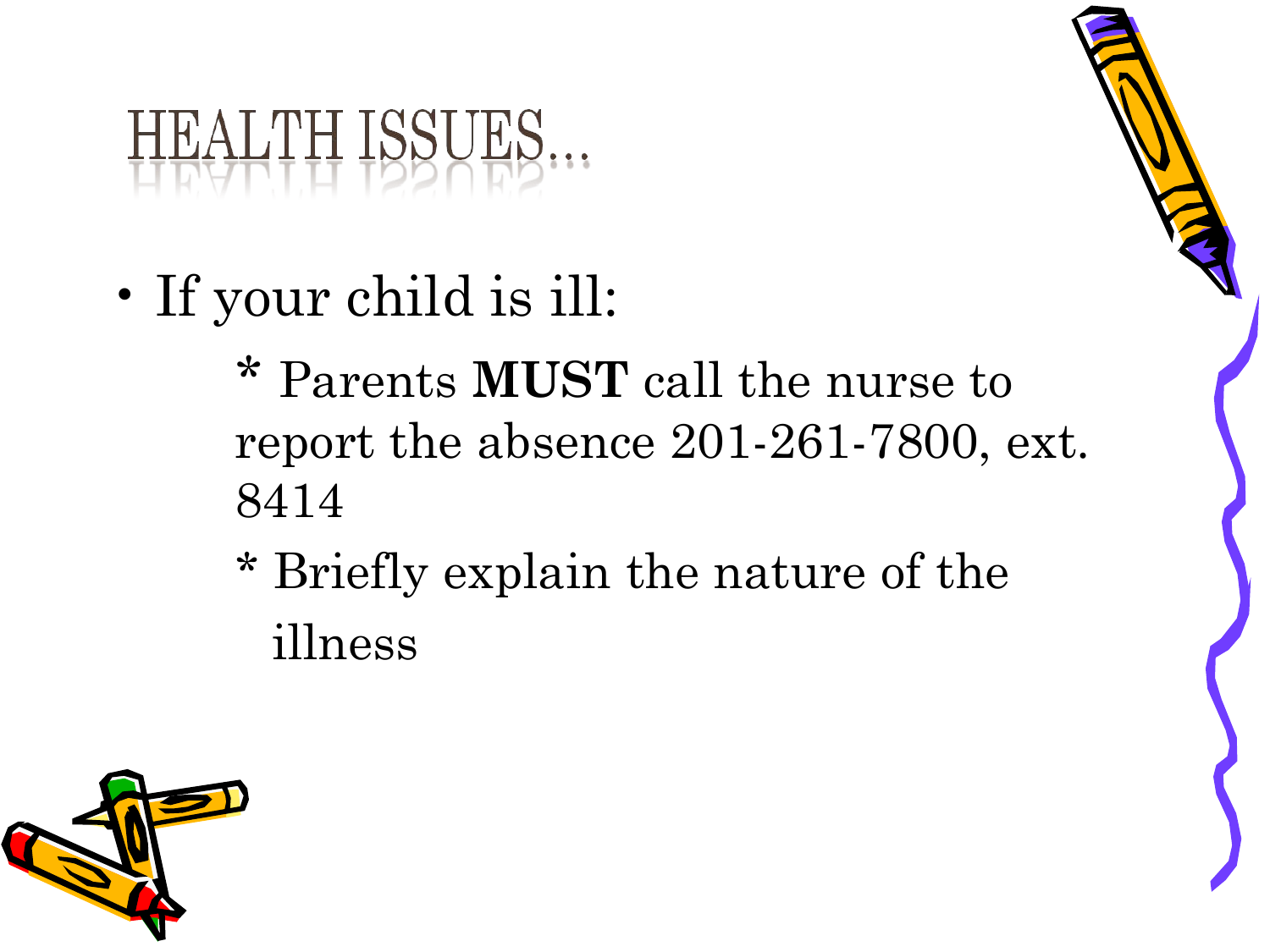# HEALTH ISSUES…

- If your child is ill:
  - * Parents **MUST** call the nurse to report the absence 201-261-7800, ext. 8414
  - * Briefly explain the nature of the illness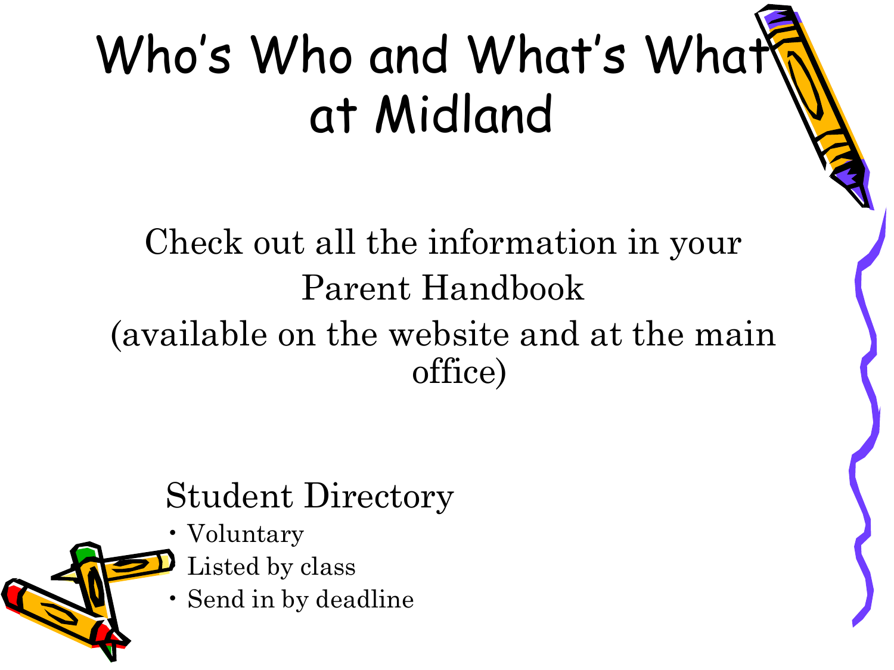# Who's Who and What's What at Midland

Check out all the information in your Parent Handbook
(available on the website and at the main office)

## Student Directory

- Voluntary
- Listed by class
- Send in by deadline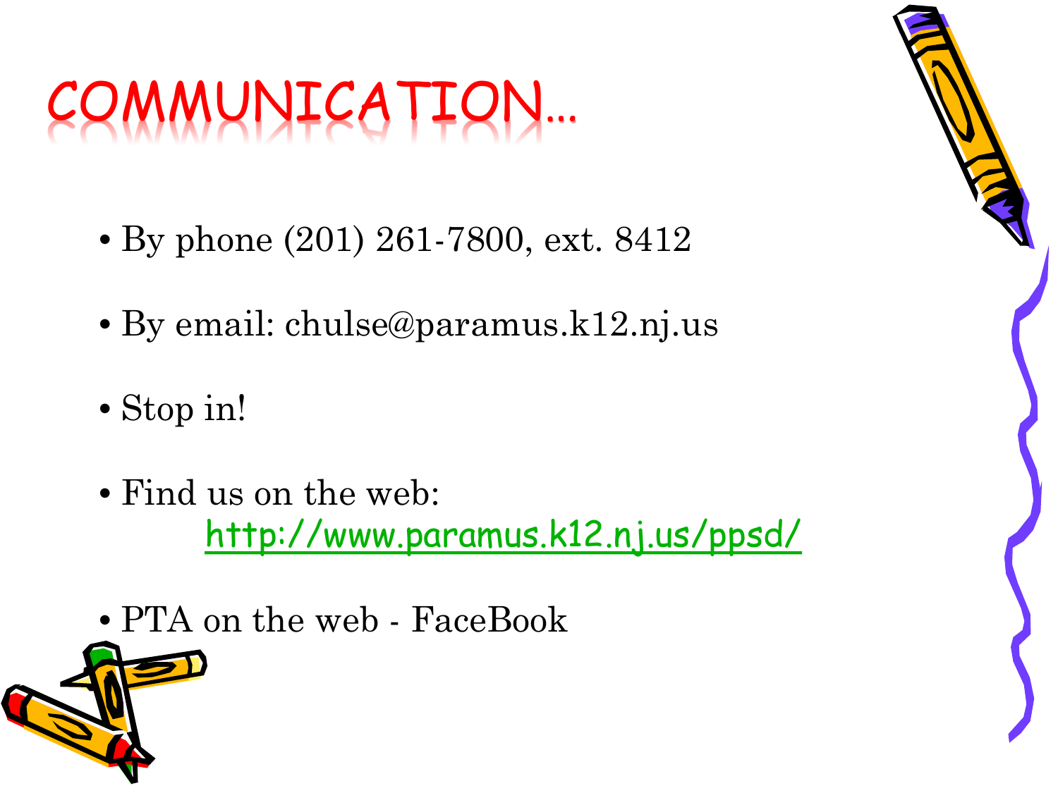# COMMUNICATION…

- By phone (201) 261-7800, ext. 8412
- By email: chulse@paramus.k12.nj.us
- Stop in!
- Find us on the web:
  http://www.paramus.k12.nj.us/ppsd/
- PTA on the web - FaceBook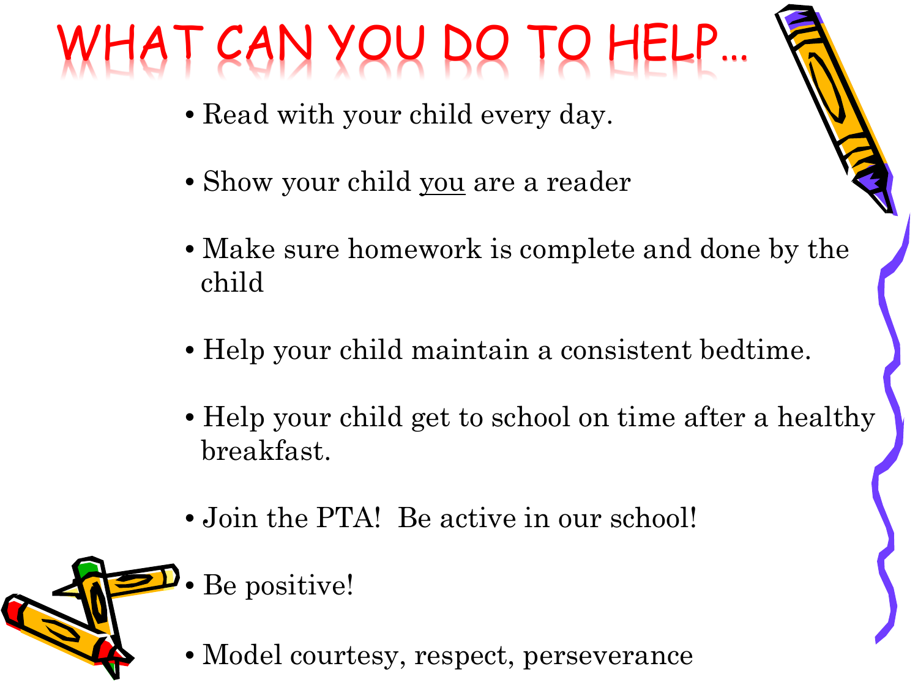# WHAT CAN YOU DO TO HELP…

- Read with your child every day.
- Show your child <u>you</u> are a reader
- Make sure homework is complete and done by the child
- Help your child maintain a consistent bedtime.
- Help your child get to school on time after a healthy breakfast.
- Join the PTA! Be active in our school!
- Be positive!
- Model courtesy, respect, perseverance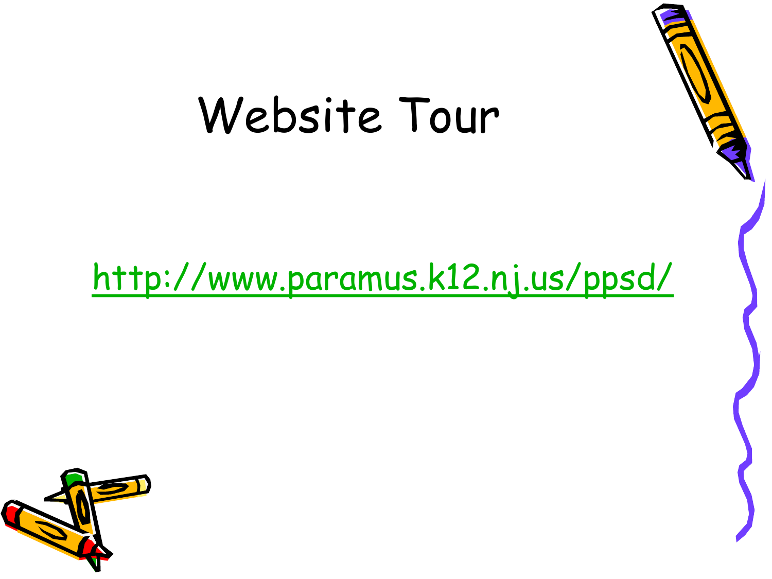# Website Tour

http://www.paramus.k12.nj.us/ppsd/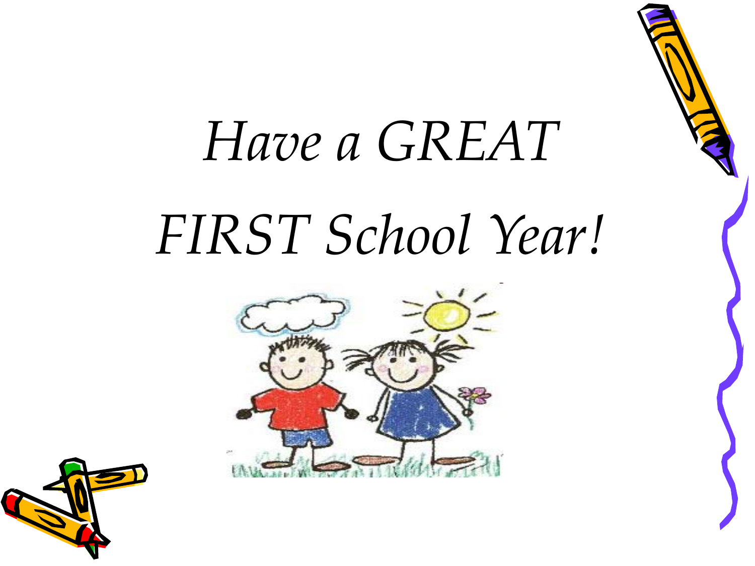*Have a GREAT*

*FIRST School Year!*